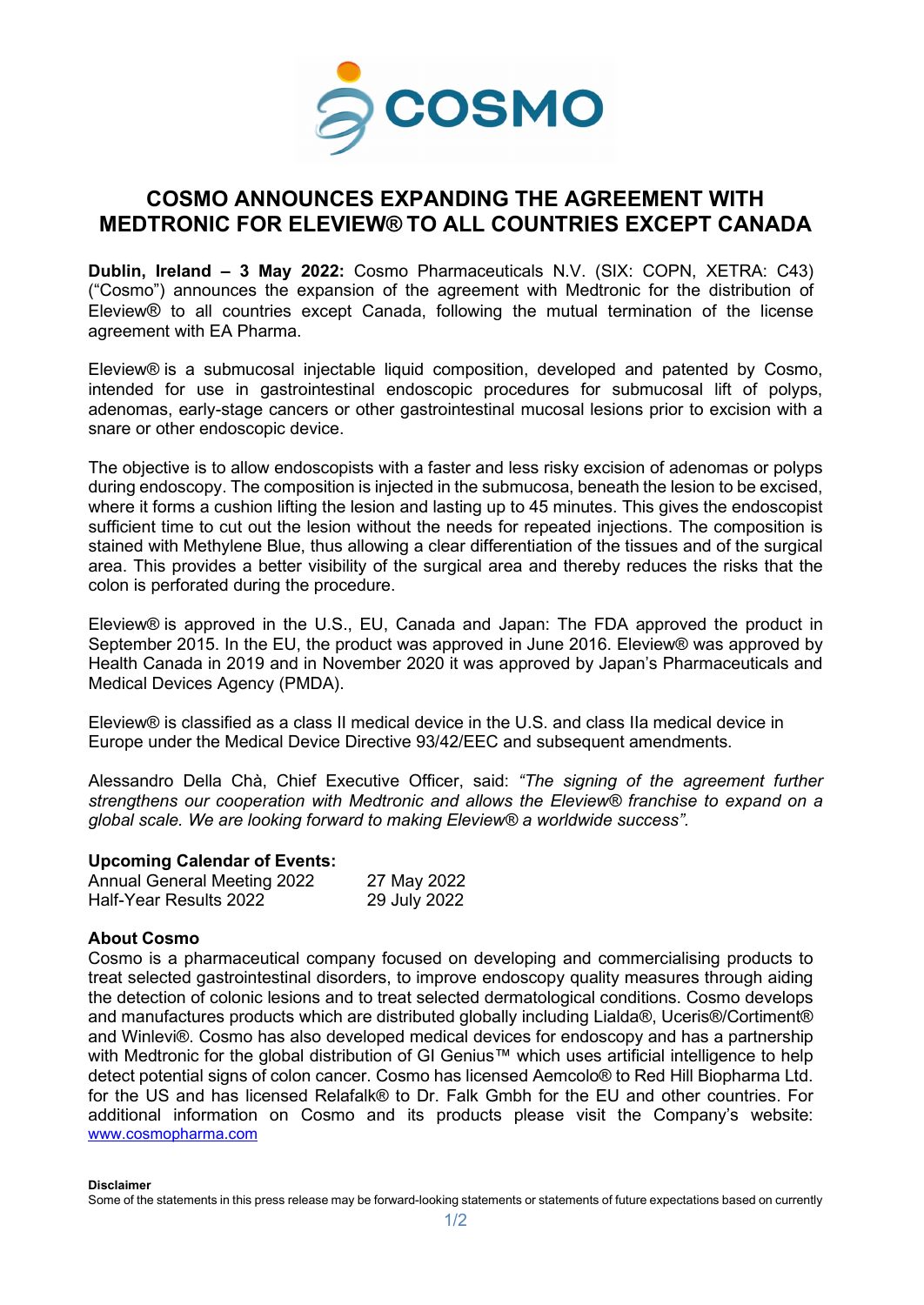# COSMO ANNOUNCES EXPANDING THE AGREEMENT WITH MEDTRONIC FOR ELEVIEW® TO ALL COUNTRIES EXCEPT CANADA

**Dublin, Ireland – 3 May 2022:** Cosmo Pharmaceuticals N.V. (SIX: COPN, XETRA: C43) ("Cosmo") announces the expansion of the agreement with Medtronic for the distribution of Eleview® to all countries except Canada, following the mutual termination of the license agreement with EA Pharma.

Eleview® is a submucosal injectable liquid composition, developed and patented by Cosmo, intended for use in gastrointestinal endoscopic procedures for submucosal lift of polyps, adenomas, early-stage cancers or other gastrointestinal mucosal lesions prior to excision with a snare or other endoscopic device.

The objective is to allow endoscopists with a faster and less risky excision of adenomas or polyps during endoscopy. The composition is injected in the submucosa, beneath the lesion to be excised, where it forms a cushion lifting the lesion and lasting up to 45 minutes. This gives the endoscopist sufficient time to cut out the lesion without the needs for repeated injections. The composition is stained with Methylene Blue, thus allowing a clear differentiation of the tissues and of the surgical area. This provides a better visibility of the surgical area and thereby reduces the risks that the colon is perforated during the procedure.

Eleview® is approved in the U.S., EU, Canada and Japan: The FDA approved the product in September 2015. In the EU, the product was approved in June 2016. Eleview® was approved by Health Canada in 2019 and in November 2020 it was approved by Japan's Pharmaceuticals and Medical Devices Agency (PMDA).

Eleview® is classified as a class II medical device in the U.S. and class IIa medical device in Europe under the Medical Device Directive 93/42/EEC and subsequent amendments.

Alessandro Della Chà, Chief Executive Officer, said: *"The signing of the agreement further strengthens our cooperation with Medtronic and allows the Eleview® franchise to expand on a global scale. We are looking forward to making Eleview® a worldwide success"*.

**Upcoming Calendar of Events:**

| | |
|---|---|
| Annual General Meeting 2022 | 27 May 2022 |
| Half-Year Results 2022 | 29 July 2022 |

**About Cosmo**

Cosmo is a pharmaceutical company focused on developing and commercialising products to treat selected gastrointestinal disorders, to improve endoscopy quality measures through aiding the detection of colonic lesions and to treat selected dermatological conditions. Cosmo develops and manufactures products which are distributed globally including Lialda®, Uceris®/Cortiment® and Winlevi®. Cosmo has also developed medical devices for endoscopy and has a partnership with Medtronic for the global distribution of GI Genius™ which uses artificial intelligence to help detect potential signs of colon cancer. Cosmo has licensed Aemcolo® to Red Hill Biopharma Ltd. for the US and has licensed Relafalk® to Dr. Falk Gmbh for the EU and other countries. For additional information on Cosmo and its products please visit the Company's website: [www.cosmopharma.com](http://www.cosmopharma.com)

**Disclaimer**

Some of the statements in this press release may be forward-looking statements or statements of future expectations based on currently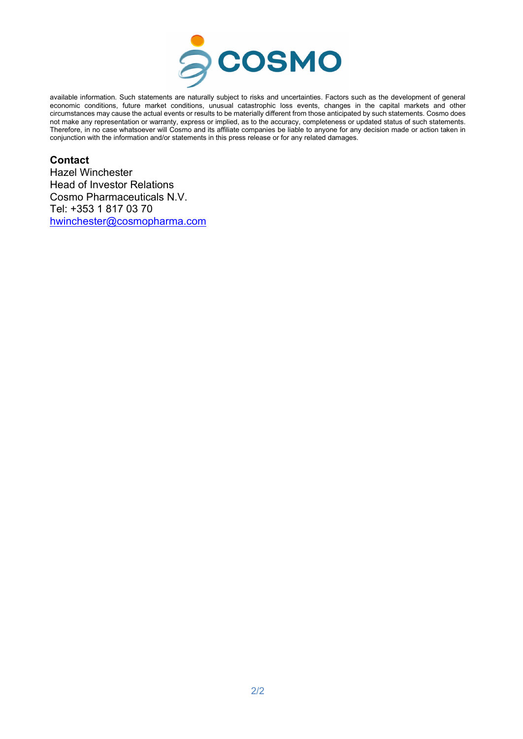available information. Such statements are naturally subject to risks and uncertainties. Factors such as the development of general economic conditions, future market conditions, unusual catastrophic loss events, changes in the capital markets and other circumstances may cause the actual events or results to be materially different from those anticipated by such statements. Cosmo does not make any representation or warranty, express or implied, as to the accuracy, completeness or updated status of such statements. Therefore, in no case whatsoever will Cosmo and its affiliate companies be liable to anyone for any decision made or action taken in conjunction with the information and/or statements in this press release or for any related damages.

**Contact**
Hazel Winchester
Head of Investor Relations
Cosmo Pharmaceuticals N.V.
Tel: +353 1 817 03 70
hwinchester@cosmopharma.com